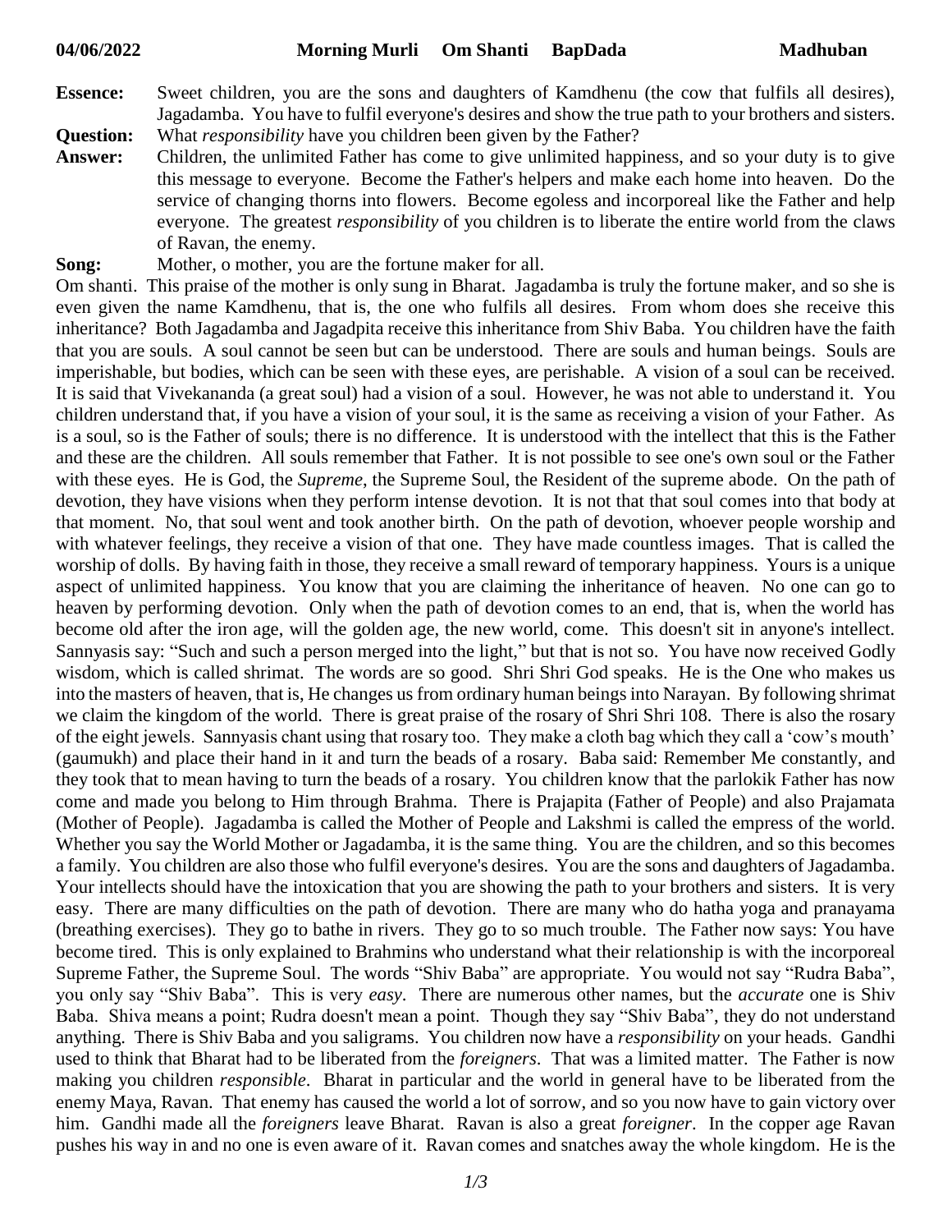**04/06/2022 Morning Murli Om Shanti BapDada Madhuban**

**Essence:** Sweet children, you are the sons and daughters of Kamdhenu (the cow that fulfils all desires), Jagadamba. You have to fulfil everyone's desires and show the true path to your brothers and sisters.

**Question:** What *responsibility* have you children been given by the Father?

**Answer:** Children, the unlimited Father has come to give unlimited happiness, and so your duty is to give this message to everyone. Become the Father's helpers and make each home into heaven. Do the service of changing thorns into flowers. Become egoless and incorporeal like the Father and help everyone. The greatest *responsibility* of you children is to liberate the entire world from the claws of Ravan, the enemy.

**Song:** Mother, o mother, you are the fortune maker for all.

Om shanti. This praise of the mother is only sung in Bharat. Jagadamba is truly the fortune maker, and so she is even given the name Kamdhenu, that is, the one who fulfils all desires. From whom does she receive this inheritance? Both Jagadamba and Jagadpita receive this inheritance from Shiv Baba. You children have the faith that you are souls. A soul cannot be seen but can be understood. There are souls and human beings. Souls are imperishable, but bodies, which can be seen with these eyes, are perishable. A vision of a soul can be received. It is said that Vivekananda (a great soul) had a vision of a soul. However, he was not able to understand it. You children understand that, if you have a vision of your soul, it is the same as receiving a vision of your Father. As is a soul, so is the Father of souls; there is no difference. It is understood with the intellect that this is the Father and these are the children. All souls remember that Father. It is not possible to see one's own soul or the Father with these eyes. He is God, the *Supreme*, the Supreme Soul, the Resident of the supreme abode. On the path of devotion, they have visions when they perform intense devotion. It is not that that soul comes into that body at that moment. No, that soul went and took another birth. On the path of devotion, whoever people worship and with whatever feelings, they receive a vision of that one. They have made countless images. That is called the worship of dolls. By having faith in those, they receive a small reward of temporary happiness. Yours is a unique aspect of unlimited happiness. You know that you are claiming the inheritance of heaven. No one can go to heaven by performing devotion. Only when the path of devotion comes to an end, that is, when the world has become old after the iron age, will the golden age, the new world, come. This doesn't sit in anyone's intellect. Sannyasis say: "Such and such a person merged into the light," but that is not so. You have now received Godly wisdom, which is called shrimat. The words are so good. Shri Shri God speaks. He is the One who makes us into the masters of heaven, that is, He changes us from ordinary human beings into Narayan. By following shrimat we claim the kingdom of the world. There is great praise of the rosary of Shri Shri 108. There is also the rosary of the eight jewels. Sannyasis chant using that rosary too. They make a cloth bag which they call a 'cow's mouth' (gaumukh) and place their hand in it and turn the beads of a rosary. Baba said: Remember Me constantly, and they took that to mean having to turn the beads of a rosary. You children know that the parlokik Father has now come and made you belong to Him through Brahma. There is Prajapita (Father of People) and also Prajamata (Mother of People). Jagadamba is called the Mother of People and Lakshmi is called the empress of the world. Whether you say the World Mother or Jagadamba, it is the same thing. You are the children, and so this becomes a family. You children are also those who fulfil everyone's desires. You are the sons and daughters of Jagadamba. Your intellects should have the intoxication that you are showing the path to your brothers and sisters. It is very easy. There are many difficulties on the path of devotion. There are many who do hatha yoga and pranayama (breathing exercises). They go to bathe in rivers. They go to so much trouble. The Father now says: You have become tired. This is only explained to Brahmins who understand what their relationship is with the incorporeal Supreme Father, the Supreme Soul. The words "Shiv Baba" are appropriate. You would not say "Rudra Baba", you only say "Shiv Baba". This is very *easy*. There are numerous other names, but the *accurate* one is Shiv Baba. Shiva means a point; Rudra doesn't mean a point. Though they say "Shiv Baba", they do not understand anything. There is Shiv Baba and you saligrams. You children now have a *responsibility* on your heads. Gandhi used to think that Bharat had to be liberated from the *foreigners*. That was a limited matter. The Father is now making you children *responsible*. Bharat in particular and the world in general have to be liberated from the enemy Maya, Ravan. That enemy has caused the world a lot of sorrow, and so you now have to gain victory over him. Gandhi made all the *foreigners* leave Bharat. Ravan is also a great *foreigner*. In the copper age Ravan pushes his way in and no one is even aware of it. Ravan comes and snatches away the whole kingdom. He is the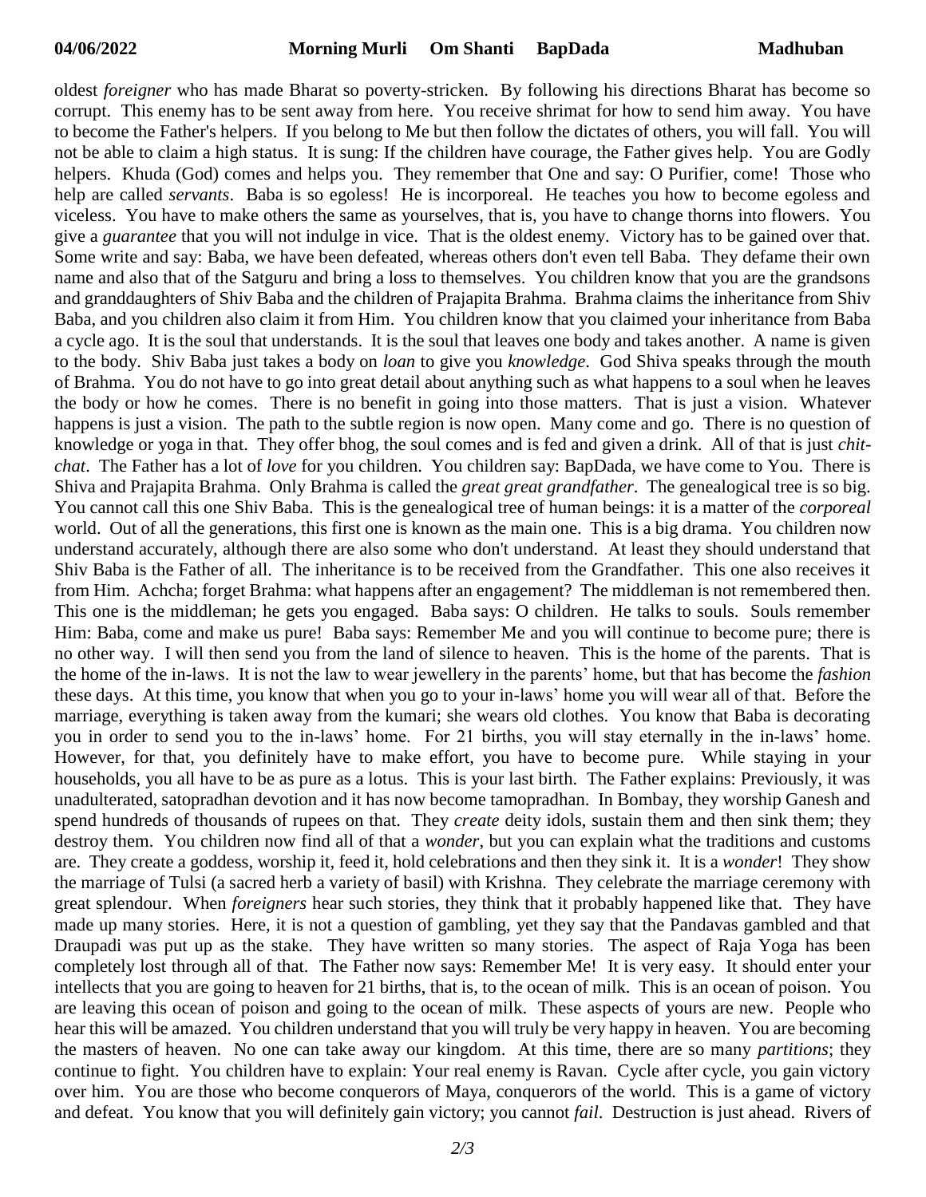oldest *foreigner* who has made Bharat so poverty-stricken. By following his directions Bharat has become so corrupt. This enemy has to be sent away from here. You receive shrimat for how to send him away. You have to become the Father's helpers. If you belong to Me but then follow the dictates of others, you will fall. You will not be able to claim a high status. It is sung: If the children have courage, the Father gives help. You are Godly helpers. Khuda (God) comes and helps you. They remember that One and say: O Purifier, come! Those who help are called *servants*. Baba is so egoless! He is incorporeal. He teaches you how to become egoless and viceless. You have to make others the same as yourselves, that is, you have to change thorns into flowers. You give a *guarantee* that you will not indulge in vice. That is the oldest enemy. Victory has to be gained over that. Some write and say: Baba, we have been defeated, whereas others don't even tell Baba. They defame their own name and also that of the Satguru and bring a loss to themselves. You children know that you are the grandsons and granddaughters of Shiv Baba and the children of Prajapita Brahma. Brahma claims the inheritance from Shiv Baba, and you children also claim it from Him. You children know that you claimed your inheritance from Baba a cycle ago. It is the soul that understands. It is the soul that leaves one body and takes another. A name is given to the body. Shiv Baba just takes a body on *loan* to give you *knowledge*. God Shiva speaks through the mouth of Brahma. You do not have to go into great detail about anything such as what happens to a soul when he leaves the body or how he comes. There is no benefit in going into those matters. That is just a vision. Whatever happens is just a vision. The path to the subtle region is now open. Many come and go. There is no question of knowledge or yoga in that. They offer bhog, the soul comes and is fed and given a drink. All of that is just *chit-chat*. The Father has a lot of *love* for you children. You children say: BapDada, we have come to You. There is Shiva and Prajapita Brahma. Only Brahma is called the *great great grandfather*. The genealogical tree is so big. You cannot call this one Shiv Baba. This is the genealogical tree of human beings: it is a matter of the *corporeal* world. Out of all the generations, this first one is known as the main one. This is a big drama. You children now understand accurately, although there are also some who don't understand. At least they should understand that Shiv Baba is the Father of all. The inheritance is to be received from the Grandfather. This one also receives it from Him. Achcha; forget Brahma: what happens after an engagement? The middleman is not remembered then. This one is the middleman; he gets you engaged. Baba says: O children. He talks to souls. Souls remember Him: Baba, come and make us pure! Baba says: Remember Me and you will continue to become pure; there is no other way. I will then send you from the land of silence to heaven. This is the home of the parents. That is the home of the in-laws. It is not the law to wear jewellery in the parents' home, but that has become the *fashion* these days. At this time, you know that when you go to your in-laws' home you will wear all of that. Before the marriage, everything is taken away from the kumari; she wears old clothes. You know that Baba is decorating you in order to send you to the in-laws' home. For 21 births, you will stay eternally in the in-laws' home. However, for that, you definitely have to make effort, you have to become pure. While staying in your households, you all have to be as pure as a lotus. This is your last birth. The Father explains: Previously, it was unadulterated, satopradhan devotion and it has now become tamopradhan. In Bombay, they worship Ganesh and spend hundreds of thousands of rupees on that. They *create* deity idols, sustain them and then sink them; they destroy them. You children now find all of that a *wonder*, but you can explain what the traditions and customs are. They create a goddess, worship it, feed it, hold celebrations and then they sink it. It is a *wonder*! They show the marriage of Tulsi (a sacred herb a variety of basil) with Krishna. They celebrate the marriage ceremony with great splendour. When *foreigners* hear such stories, they think that it probably happened like that. They have made up many stories. Here, it is not a question of gambling, yet they say that the Pandavas gambled and that Draupadi was put up as the stake. They have written so many stories. The aspect of Raja Yoga has been completely lost through all of that. The Father now says: Remember Me! It is very easy. It should enter your intellects that you are going to heaven for 21 births, that is, to the ocean of milk. This is an ocean of poison. You are leaving this ocean of poison and going to the ocean of milk. These aspects of yours are new. People who hear this will be amazed. You children understand that you will truly be very happy in heaven. You are becoming the masters of heaven. No one can take away our kingdom. At this time, there are so many *partitions*; they continue to fight. You children have to explain: Your real enemy is Ravan. Cycle after cycle, you gain victory over him. You are those who become conquerors of Maya, conquerors of the world. This is a game of victory and defeat. You know that you will definitely gain victory; you cannot *fail*. Destruction is just ahead. Rivers of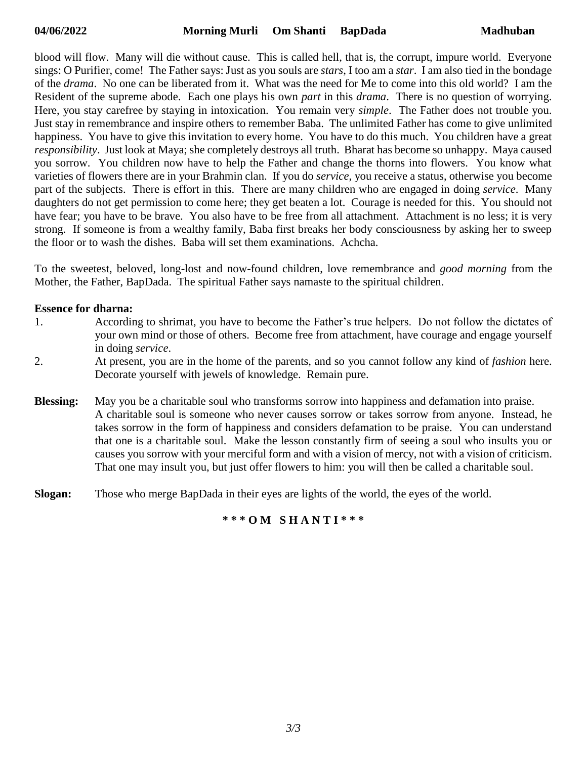blood will flow. Many will die without cause. This is called hell, that is, the corrupt, impure world. Everyone sings: O Purifier, come! The Father says: Just as you souls are *stars*, I too am a *star*. I am also tied in the bondage of the *drama*. No one can be liberated from it. What was the need for Me to come into this old world? I am the Resident of the supreme abode. Each one plays his own *part* in this *drama*. There is no question of worrying. Here, you stay carefree by staying in intoxication. You remain very *simple*. The Father does not trouble you. Just stay in remembrance and inspire others to remember Baba. The unlimited Father has come to give unlimited happiness. You have to give this invitation to every home. You have to do this much. You children have a great *responsibility*. Just look at Maya; she completely destroys all truth. Bharat has become so unhappy. Maya caused you sorrow. You children now have to help the Father and change the thorns into flowers. You know what varieties of flowers there are in your Brahmin clan. If you do *service*, you receive a status, otherwise you become part of the subjects. There is effort in this. There are many children who are engaged in doing *service*. Many daughters do not get permission to come here; they get beaten a lot. Courage is needed for this. You should not have fear; you have to be brave. You also have to be free from all attachment. Attachment is no less; it is very strong. If someone is from a wealthy family, Baba first breaks her body consciousness by asking her to sweep the floor or to wash the dishes. Baba will set them examinations. Achcha.

To the sweetest, beloved, long-lost and now-found children, love remembrance and *good morning* from the Mother, the Father, BapDada. The spiritual Father says namaste to the spiritual children.

**Essence for dharna:**

1. According to shrimat, you have to become the Father's true helpers. Do not follow the dictates of your own mind or those of others. Become free from attachment, have courage and engage yourself in doing *service*.
2. At present, you are in the home of the parents, and so you cannot follow any kind of *fashion* here. Decorate yourself with jewels of knowledge. Remain pure.

**Blessing:** May you be a charitable soul who transforms sorrow into happiness and defamation into praise.
A charitable soul is someone who never causes sorrow or takes sorrow from anyone. Instead, he takes sorrow in the form of happiness and considers defamation to be praise. You can understand that one is a charitable soul. Make the lesson constantly firm of seeing a soul who insults you or causes you sorrow with your merciful form and with a vision of mercy, not with a vision of criticism. That one may insult you, but just offer flowers to him: you will then be called a charitable soul.

**Slogan:** Those who merge BapDada in their eyes are lights of the world, the eyes of the world.

**\* \* \* O M S H A N T I \* \* \***